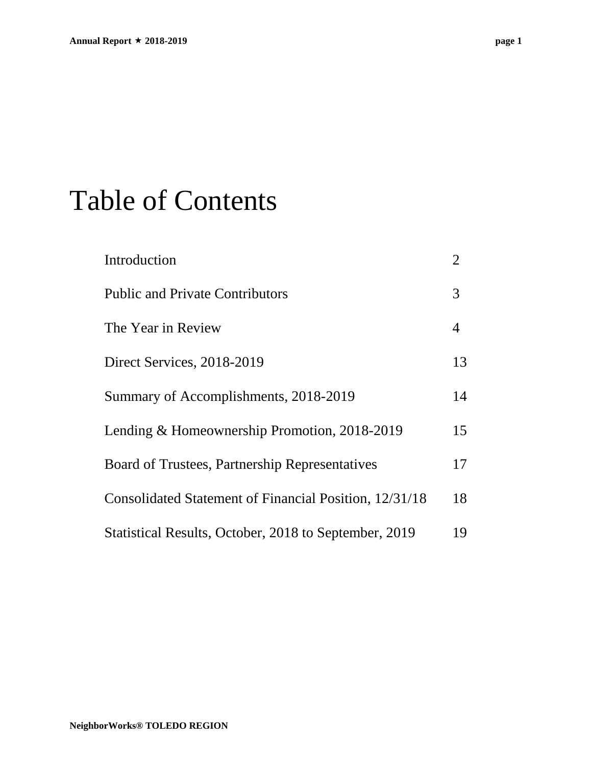# Table of Contents

| | |
|---|---|
| Introduction | 2 |
| Public and Private Contributors | 3 |
| The Year in Review | 4 |
| Direct Services, 2018-2019 | 13 |
| Summary of Accomplishments, 2018-2019 | 14 |
| Lending & Homeownership Promotion, 2018-2019 | 15 |
| Board of Trustees, Partnership Representatives | 17 |
| Consolidated Statement of Financial Position, 12/31/18 | 18 |
| Statistical Results, October, 2018 to September, 2019 | 19 |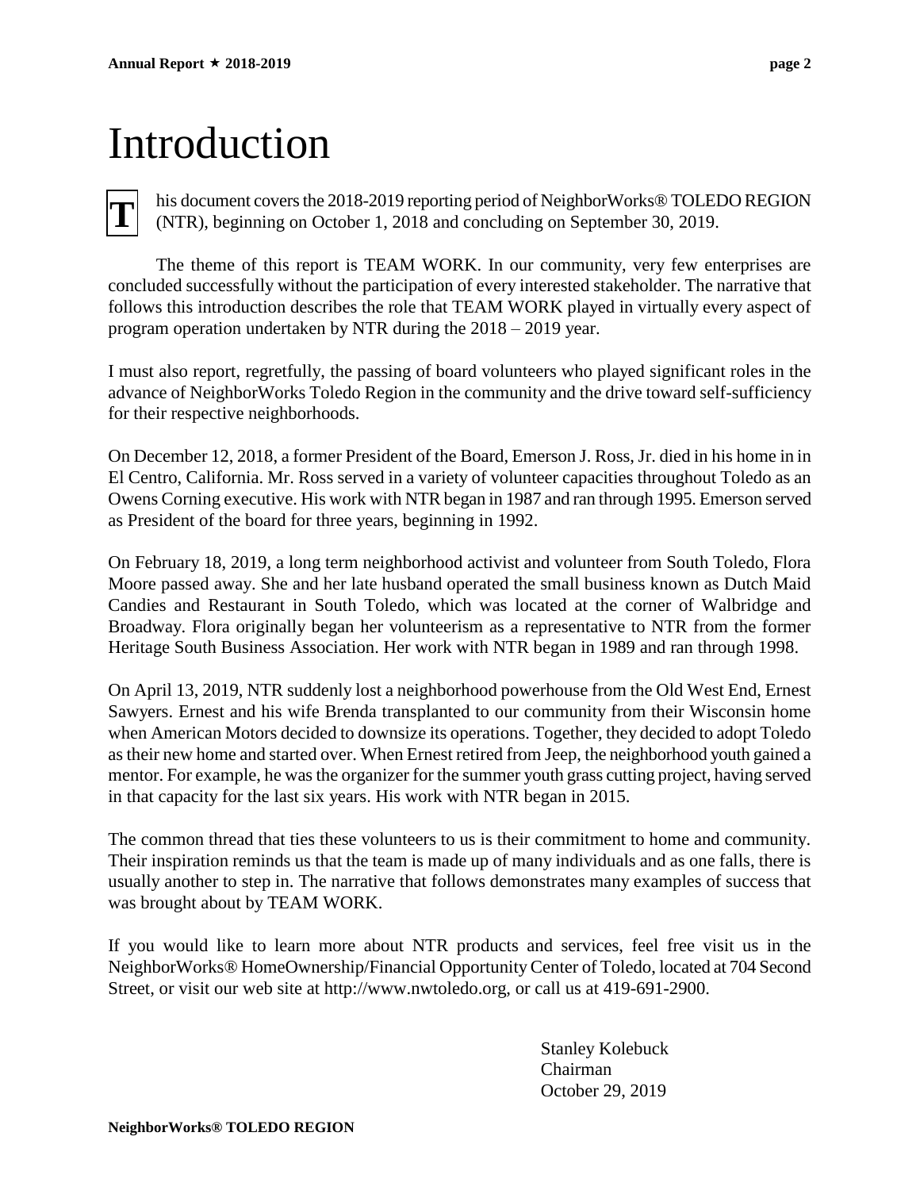# Introduction

This document covers the 2018-2019 reporting period of NeighborWorks® TOLEDO REGION (NTR), beginning on October 1, 2018 and concluding on September 30, 2019.

The theme of this report is TEAM WORK. In our community, very few enterprises are concluded successfully without the participation of every interested stakeholder. The narrative that follows this introduction describes the role that TEAM WORK played in virtually every aspect of program operation undertaken by NTR during the 2018 – 2019 year.

I must also report, regretfully, the passing of board volunteers who played significant roles in the advance of NeighborWorks Toledo Region in the community and the drive toward self-sufficiency for their respective neighborhoods.

On December 12, 2018, a former President of the Board, Emerson J. Ross, Jr. died in his home in in El Centro, California. Mr. Ross served in a variety of volunteer capacities throughout Toledo as an Owens Corning executive. His work with NTR began in 1987 and ran through 1995. Emerson served as President of the board for three years, beginning in 1992.

On February 18, 2019, a long term neighborhood activist and volunteer from South Toledo, Flora Moore passed away. She and her late husband operated the small business known as Dutch Maid Candies and Restaurant in South Toledo, which was located at the corner of Walbridge and Broadway. Flora originally began her volunteerism as a representative to NTR from the former Heritage South Business Association. Her work with NTR began in 1989 and ran through 1998.

On April 13, 2019, NTR suddenly lost a neighborhood powerhouse from the Old West End, Ernest Sawyers. Ernest and his wife Brenda transplanted to our community from their Wisconsin home when American Motors decided to downsize its operations. Together, they decided to adopt Toledo as their new home and started over. When Ernest retired from Jeep, the neighborhood youth gained a mentor. For example, he was the organizer for the summer youth grass cutting project, having served in that capacity for the last six years. His work with NTR began in 2015.

The common thread that ties these volunteers to us is their commitment to home and community. Their inspiration reminds us that the team is made up of many individuals and as one falls, there is usually another to step in. The narrative that follows demonstrates many examples of success that was brought about by TEAM WORK.

If you would like to learn more about NTR products and services, feel free visit us in the NeighborWorks® HomeOwnership/Financial Opportunity Center of Toledo, located at 704 Second Street, or visit our web site at http://www.nwtoledo.org, or call us at 419-691-2900.

Stanley Kolebuck
Chairman
October 29, 2019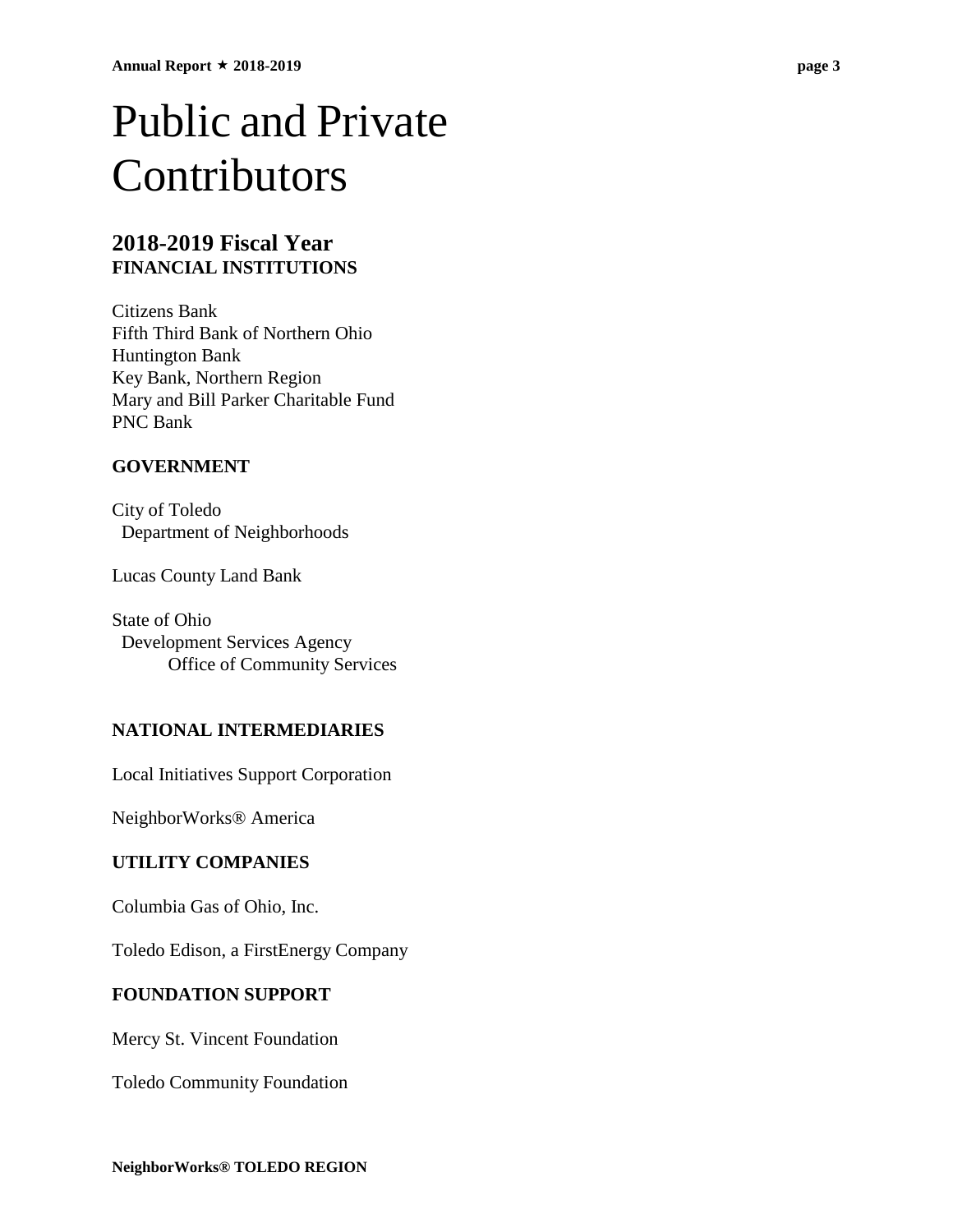# Public and Private Contributors

## 2018-2019 Fiscal Year

**FINANCIAL INSTITUTIONS**

Citizens Bank
Fifth Third Bank of Northern Ohio
Huntington Bank
Key Bank, Northern Region
Mary and Bill Parker Charitable Fund
PNC Bank

**GOVERNMENT**

City of Toledo
  Department of Neighborhoods

Lucas County Land Bank

State of Ohio
  Development Services Agency
    Office of Community Services

**NATIONAL INTERMEDIARIES**

Local Initiatives Support Corporation

NeighborWorks® America

**UTILITY COMPANIES**

Columbia Gas of Ohio, Inc.

Toledo Edison, a FirstEnergy Company

**FOUNDATION SUPPORT**

Mercy St. Vincent Foundation

Toledo Community Foundation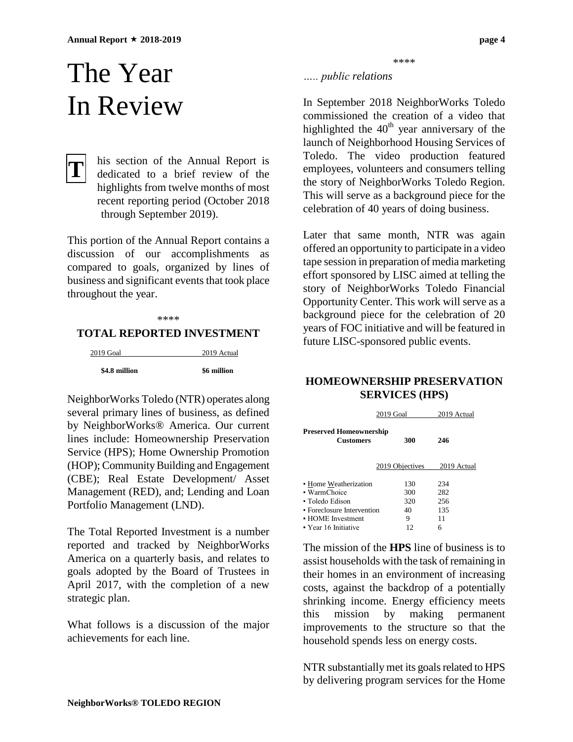# The Year In Review

This section of the Annual Report is dedicated to a brief review of the highlights from twelve months of most recent reporting period (October 2018 through September 2019).

This portion of the Annual Report contains a discussion of our accomplishments as compared to goals, organized by lines of business and significant events that took place throughout the year.

\*\*\*\*

## TOTAL REPORTED INVESTMENT

| 2019 Goal | 2019 Actual |
|---|---|
| **$4.8 million** | **$6 million** |

NeighborWorks Toledo (NTR) operates along several primary lines of business, as defined by NeighborWorks® America. Our current lines include: Homeownership Preservation Service (HPS); Home Ownership Promotion (HOP); Community Building and Engagement (CBE); Real Estate Development/ Asset Management (RED), and; Lending and Loan Portfolio Management (LND).

The Total Reported Investment is a number reported and tracked by NeighborWorks America on a quarterly basis, and relates to goals adopted by the Board of Trustees in April 2017, with the completion of a new strategic plan.

What follows is a discussion of the major achievements for each line.

\*\*\*\*

*….. public relations*

In September 2018 NeighborWorks Toledo commissioned the creation of a video that highlighted the 40th year anniversary of the launch of Neighborhood Housing Services of Toledo. The video production featured employees, volunteers and consumers telling the story of NeighborWorks Toledo Region. This will serve as a background piece for the celebration of 40 years of doing business.

Later that same month, NTR was again offered an opportunity to participate in a video tape session in preparation of media marketing effort sponsored by LISC aimed at telling the story of NeighborWorks Toledo Financial Opportunity Center. This work will serve as a background piece for the celebration of 20 years of FOC initiative and will be featured in future LISC-sponsored public events.

## HOMEOWNERSHIP PRESERVATION SERVICES (HPS)

| | 2019 Goal | 2019 Actual |
|---|---|---|
| **Preserved Homeownership Customers** | **300** | **246** |

| | 2019 Objectives | 2019 Actual |
|---|---|---|
| • Home Weatherization | 130 | 234 |
| • WarmChoice | 300 | 282 |
| • Toledo Edison | 320 | 256 |
| • Foreclosure Intervention | 40 | 135 |
| • HOME Investment | 9 | 11 |
| • Year 16 Initiative | 12 | 6 |

The mission of the **HPS** line of business is to assist households with the task of remaining in their homes in an environment of increasing costs, against the backdrop of a potentially shrinking income. Energy efficiency meets this mission by making permanent improvements to the structure so that the household spends less on energy costs.

NTR substantially met its goals related to HPS by delivering program services for the Home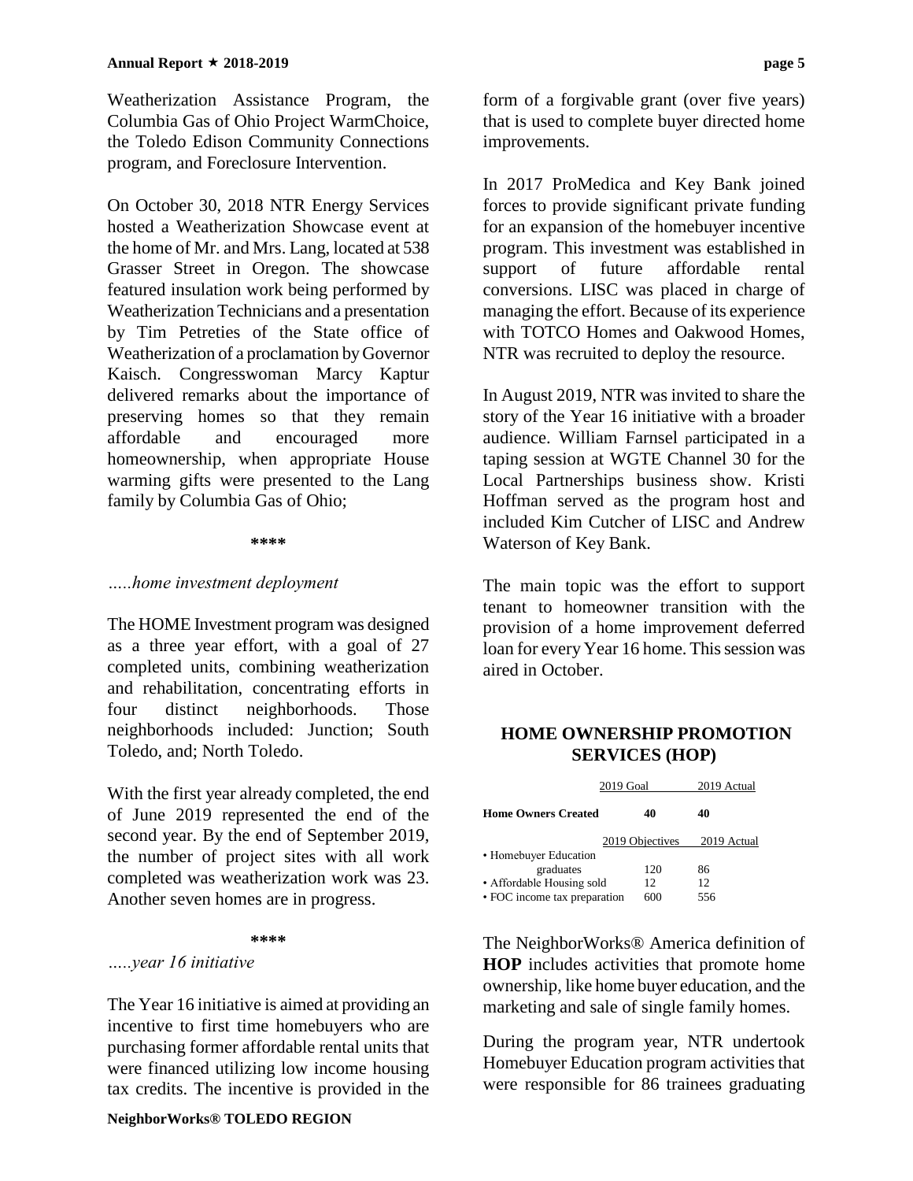Weatherization Assistance Program, the Columbia Gas of Ohio Project WarmChoice, the Toledo Edison Community Connections program, and Foreclosure Intervention.

On October 30, 2018 NTR Energy Services hosted a Weatherization Showcase event at the home of Mr. and Mrs. Lang, located at 538 Grasser Street in Oregon. The showcase featured insulation work being performed by Weatherization Technicians and a presentation by Tim Petreties of the State office of Weatherization of a proclamation by Governor Kaisch. Congresswoman Marcy Kaptur delivered remarks about the importance of preserving homes so that they remain affordable and encouraged more homeownership, when appropriate House warming gifts were presented to the Lang family by Columbia Gas of Ohio;

**\*\*\*\***

*.....home investment deployment*

The HOME Investment program was designed as a three year effort, with a goal of 27 completed units, combining weatherization and rehabilitation, concentrating efforts in four distinct neighborhoods. Those neighborhoods included: Junction; South Toledo, and; North Toledo.

With the first year already completed, the end of June 2019 represented the end of the second year. By the end of September 2019, the number of project sites with all work completed was weatherization work was 23. Another seven homes are in progress.

**\*\*\*\***

*.....year 16 initiative*

The Year 16 initiative is aimed at providing an incentive to first time homebuyers who are purchasing former affordable rental units that were financed utilizing low income housing tax credits. The incentive is provided in the form of a forgivable grant (over five years) that is used to complete buyer directed home improvements.

In 2017 ProMedica and Key Bank joined forces to provide significant private funding for an expansion of the homebuyer incentive program. This investment was established in support of future affordable rental conversions. LISC was placed in charge of managing the effort. Because of its experience with TOTCO Homes and Oakwood Homes, NTR was recruited to deploy the resource.

In August 2019, NTR was invited to share the story of the Year 16 initiative with a broader audience. William Farnsel participated in a taping session at WGTE Channel 30 for the Local Partnerships business show. Kristi Hoffman served as the program host and included Kim Cutcher of LISC and Andrew Waterson of Key Bank.

The main topic was the effort to support tenant to homeowner transition with the provision of a home improvement deferred loan for every Year 16 home. This session was aired in October.

## HOME OWNERSHIP PROMOTION SERVICES (HOP)

| | 2019 Goal | 2019 Actual |
|---|---|---|
| **Home Owners Created** | **40** | **40** |

| | 2019 Objectives | 2019 Actual |
|---|---|---|
| • Homebuyer Education graduates | 120 | 86 |
| • Affordable Housing sold | 12 | 12 |
| • FOC income tax preparation | 600 | 556 |

The NeighborWorks® America definition of **HOP** includes activities that promote home ownership, like home buyer education, and the marketing and sale of single family homes.

During the program year, NTR undertook Homebuyer Education program activities that were responsible for 86 trainees graduating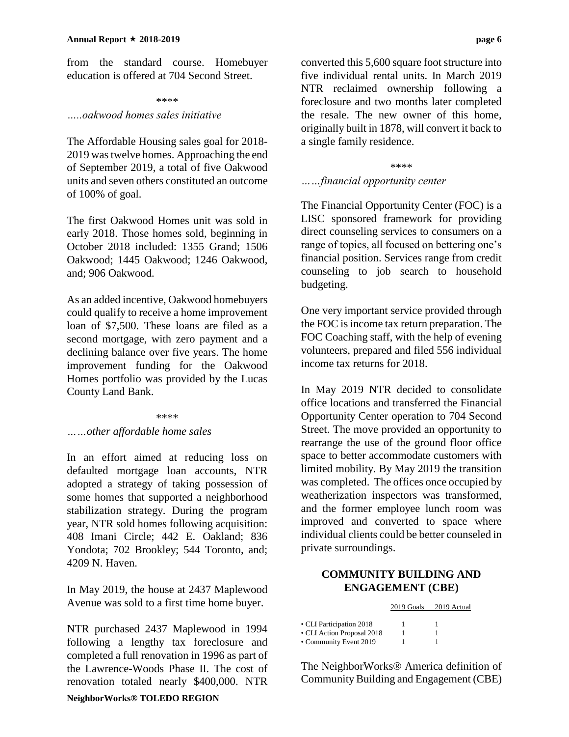from the standard course. Homebuyer education is offered at 704 Second Street.

\*\*\*\*

*.....oakwood homes sales initiative*

The Affordable Housing sales goal for 2018-2019 was twelve homes. Approaching the end of September 2019, a total of five Oakwood units and seven others constituted an outcome of 100% of goal.

The first Oakwood Homes unit was sold in early 2018. Those homes sold, beginning in October 2018 included: 1355 Grand; 1506 Oakwood; 1445 Oakwood; 1246 Oakwood, and; 906 Oakwood.

As an added incentive, Oakwood homebuyers could qualify to receive a home improvement loan of $7,500. These loans are filed as a second mortgage, with zero payment and a declining balance over five years. The home improvement funding for the Oakwood Homes portfolio was provided by the Lucas County Land Bank.

\*\*\*\*

*……other affordable home sales*

In an effort aimed at reducing loss on defaulted mortgage loan accounts, NTR adopted a strategy of taking possession of some homes that supported a neighborhood stabilization strategy. During the program year, NTR sold homes following acquisition: 408 Imani Circle; 442 E. Oakland; 836 Yondota; 702 Brookley; 544 Toronto, and; 4209 N. Haven.

In May 2019, the house at 2437 Maplewood Avenue was sold to a first time home buyer.

NTR purchased 2437 Maplewood in 1994 following a lengthy tax foreclosure and completed a full renovation in 1996 as part of the Lawrence-Woods Phase II. The cost of renovation totaled nearly $400,000. NTR converted this 5,600 square foot structure into five individual rental units. In March 2019 NTR reclaimed ownership following a foreclosure and two months later completed the resale. The new owner of this home, originally built in 1878, will convert it back to a single family residence.

\*\*\*\*

*……financial opportunity center*

The Financial Opportunity Center (FOC) is a LISC sponsored framework for providing direct counseling services to consumers on a range of topics, all focused on bettering one's financial position. Services range from credit counseling to job search to household budgeting.

One very important service provided through the FOC is income tax return preparation. The FOC Coaching staff, with the help of evening volunteers, prepared and filed 556 individual income tax returns for 2018.

In May 2019 NTR decided to consolidate office locations and transferred the Financial Opportunity Center operation to 704 Second Street. The move provided an opportunity to rearrange the use of the ground floor office space to better accommodate customers with limited mobility. By May 2019 the transition was completed. The offices once occupied by weatherization inspectors was transformed, and the former employee lunch room was improved and converted to space where individual clients could be better counseled in private surroundings.

## COMMUNITY BUILDING AND ENGAGEMENT (CBE)

| | 2019 Goals | 2019 Actual |
|---|---|---|
| • CLI Participation 2018 | 1 | 1 |
| • CLI Action Proposal 2018 | 1 | 1 |
| • Community Event 2019 | 1 | 1 |

The NeighborWorks® America definition of Community Building and Engagement (CBE)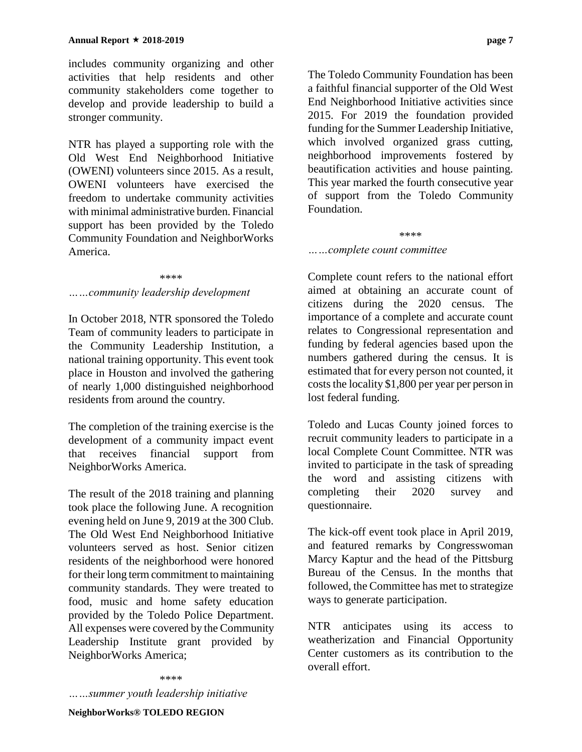includes community organizing and other activities that help residents and other community stakeholders come together to develop and provide leadership to build a stronger community.

NTR has played a supporting role with the Old West End Neighborhood Initiative (OWENI) volunteers since 2015. As a result, OWENI volunteers have exercised the freedom to undertake community activities with minimal administrative burden. Financial support has been provided by the Toledo Community Foundation and NeighborWorks America.

****

*……community leadership development*

In October 2018, NTR sponsored the Toledo Team of community leaders to participate in the Community Leadership Institution, a national training opportunity. This event took place in Houston and involved the gathering of nearly 1,000 distinguished neighborhood residents from around the country.

The completion of the training exercise is the development of a community impact event that receives financial support from NeighborWorks America.

The result of the 2018 training and planning took place the following June. A recognition evening held on June 9, 2019 at the 300 Club. The Old West End Neighborhood Initiative volunteers served as host. Senior citizen residents of the neighborhood were honored for their long term commitment to maintaining community standards. They were treated to food, music and home safety education provided by the Toledo Police Department. All expenses were covered by the Community Leadership Institute grant provided by NeighborWorks America;

****

*……summer youth leadership initiative*

The Toledo Community Foundation has been a faithful financial supporter of the Old West End Neighborhood Initiative activities since 2015. For 2019 the foundation provided funding for the Summer Leadership Initiative, which involved organized grass cutting, neighborhood improvements fostered by beautification activities and house painting. This year marked the fourth consecutive year of support from the Toledo Community Foundation.

****

*……complete count committee*

Complete count refers to the national effort aimed at obtaining an accurate count of citizens during the 2020 census. The importance of a complete and accurate count relates to Congressional representation and funding by federal agencies based upon the numbers gathered during the census. It is estimated that for every person not counted, it costs the locality $1,800 per year per person in lost federal funding.

Toledo and Lucas County joined forces to recruit community leaders to participate in a local Complete Count Committee. NTR was invited to participate in the task of spreading the word and assisting citizens with completing their 2020 survey and questionnaire.

The kick-off event took place in April 2019, and featured remarks by Congresswoman Marcy Kaptur and the head of the Pittsburg Bureau of the Census. In the months that followed, the Committee has met to strategize ways to generate participation.

NTR anticipates using its access to weatherization and Financial Opportunity Center customers as its contribution to the overall effort.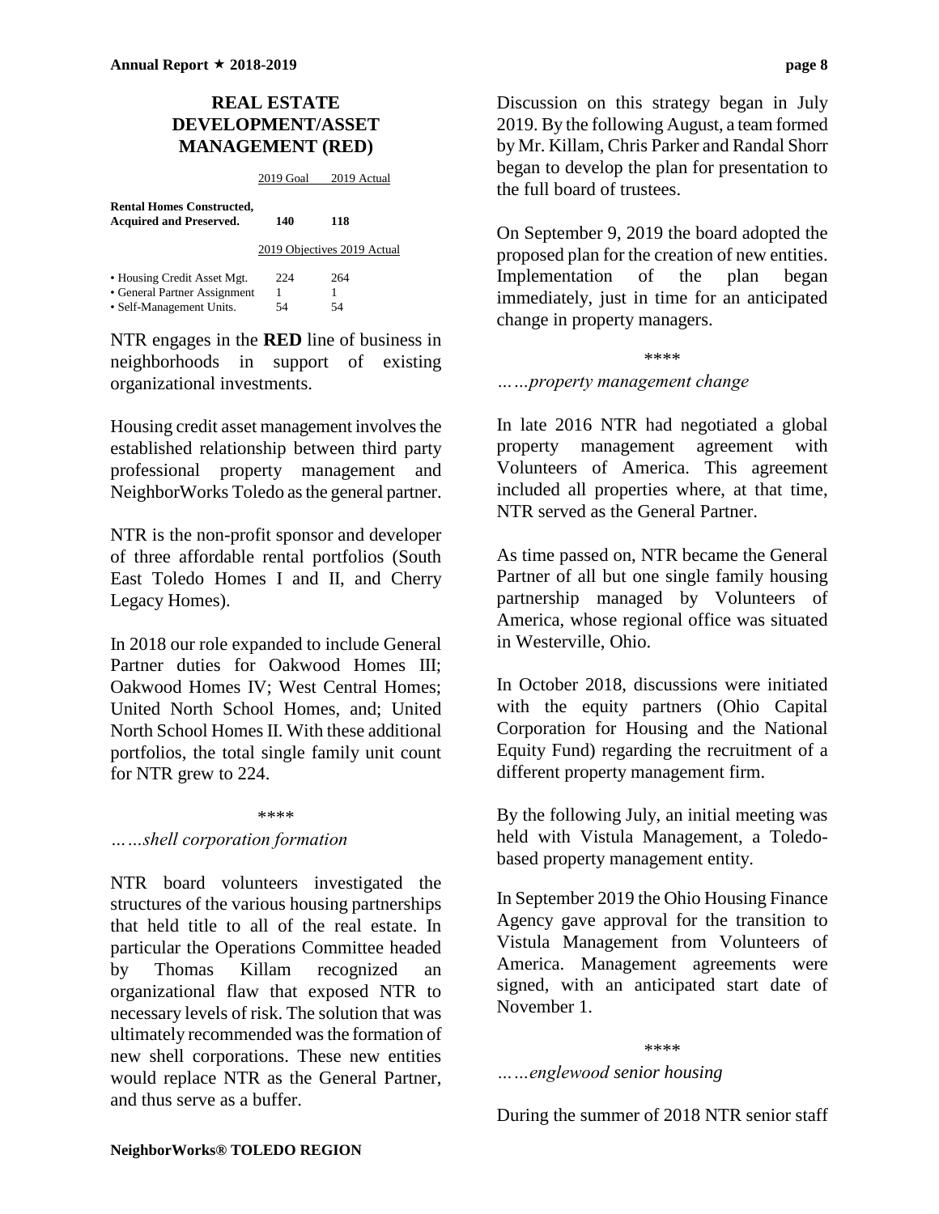## REAL ESTATE DEVELOPMENT/ASSET MANAGEMENT (RED)

| | 2019 Goal | 2019 Actual |
|---|---|---|
| **Rental Homes Constructed, Acquired and Preserved.** | **140** | **118** |

| | 2019 Objectives | 2019 Actual |
|---|---|---|
| • Housing Credit Asset Mgt. | 224 | 264 |
| • General Partner Assignment | 1 | 1 |
| • Self-Management Units. | 54 | 54 |

NTR engages in the **RED** line of business in neighborhoods in support of existing organizational investments.

Housing credit asset management involves the established relationship between third party professional property management and NeighborWorks Toledo as the general partner.

NTR is the non-profit sponsor and developer of three affordable rental portfolios (South East Toledo Homes I and II, and Cherry Legacy Homes).

In 2018 our role expanded to include General Partner duties for Oakwood Homes III; Oakwood Homes IV; West Central Homes; United North School Homes, and; United North School Homes II. With these additional portfolios, the total single family unit count for NTR grew to 224.

\*\*\*\*

*……shell corporation formation*

NTR board volunteers investigated the structures of the various housing partnerships that held title to all of the real estate. In particular the Operations Committee headed by Thomas Killam recognized an organizational flaw that exposed NTR to necessary levels of risk. The solution that was ultimately recommended was the formation of new shell corporations. These new entities would replace NTR as the General Partner, and thus serve as a buffer.

Discussion on this strategy began in July 2019. By the following August, a team formed by Mr. Killam, Chris Parker and Randal Shorr began to develop the plan for presentation to the full board of trustees.

On September 9, 2019 the board adopted the proposed plan for the creation of new entities. Implementation of the plan began immediately, just in time for an anticipated change in property managers.

\*\*\*\*

*……property management change*

In late 2016 NTR had negotiated a global property management agreement with Volunteers of America. This agreement included all properties where, at that time, NTR served as the General Partner.

As time passed on, NTR became the General Partner of all but one single family housing partnership managed by Volunteers of America, whose regional office was situated in Westerville, Ohio.

In October 2018, discussions were initiated with the equity partners (Ohio Capital Corporation for Housing and the National Equity Fund) regarding the recruitment of a different property management firm.

By the following July, an initial meeting was held with Vistula Management, a Toledo-based property management entity.

In September 2019 the Ohio Housing Finance Agency gave approval for the transition to Vistula Management from Volunteers of America. Management agreements were signed, with an anticipated start date of November 1.

\*\*\*\*

*……englewood senior housing*

During the summer of 2018 NTR senior staff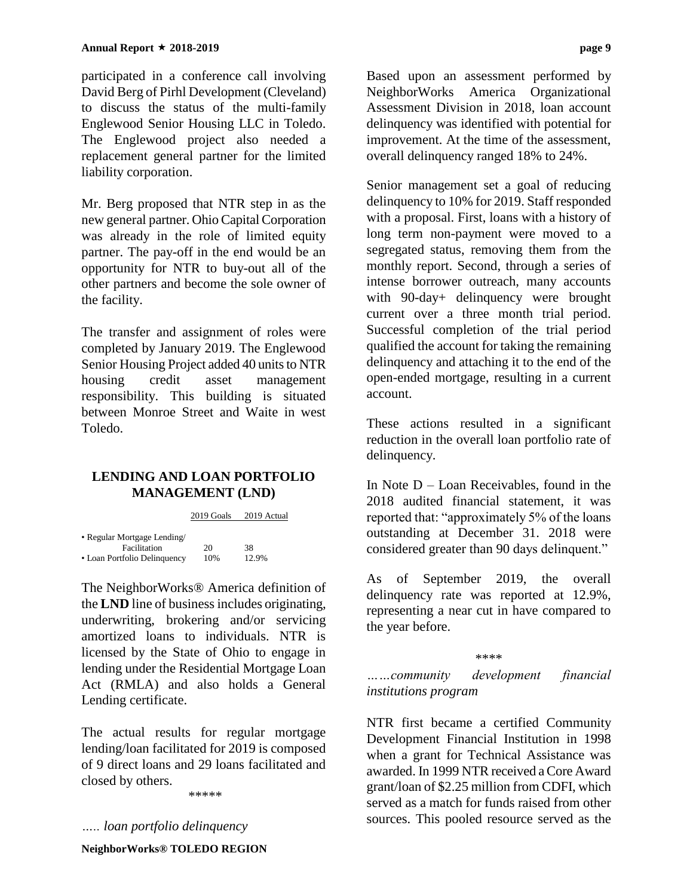participated in a conference call involving David Berg of Pirhl Development (Cleveland) to discuss the status of the multi-family Englewood Senior Housing LLC in Toledo. The Englewood project also needed a replacement general partner for the limited liability corporation.

Mr. Berg proposed that NTR step in as the new general partner. Ohio Capital Corporation was already in the role of limited equity partner. The pay-off in the end would be an opportunity for NTR to buy-out all of the other partners and become the sole owner of the facility.

The transfer and assignment of roles were completed by January 2019. The Englewood Senior Housing Project added 40 units to NTR housing credit asset management responsibility. This building is situated between Monroe Street and Waite in west Toledo.

## LENDING AND LOAN PORTFOLIO MANAGEMENT (LND)

| | 2019 Goals | 2019 Actual |
|---|---|---|
| • Regular Mortgage Lending/ Facilitation | 20 | 38 |
| • Loan Portfolio Delinquency | 10% | 12.9% |

The NeighborWorks® America definition of the **LND** line of business includes originating, underwriting, brokering and/or servicing amortized loans to individuals. NTR is licensed by the State of Ohio to engage in lending under the Residential Mortgage Loan Act (RMLA) and also holds a General Lending certificate.

The actual results for regular mortgage lending/loan facilitated for 2019 is composed of 9 direct loans and 29 loans facilitated and closed by others.

*****

*….. loan portfolio delinquency*

Based upon an assessment performed by NeighborWorks America Organizational Assessment Division in 2018, loan account delinquency was identified with potential for improvement. At the time of the assessment, overall delinquency ranged 18% to 24%.

Senior management set a goal of reducing delinquency to 10% for 2019. Staff responded with a proposal. First, loans with a history of long term non-payment were moved to a segregated status, removing them from the monthly report. Second, through a series of intense borrower outreach, many accounts with 90-day+ delinquency were brought current over a three month trial period. Successful completion of the trial period qualified the account for taking the remaining delinquency and attaching it to the end of the open-ended mortgage, resulting in a current account.

These actions resulted in a significant reduction in the overall loan portfolio rate of delinquency.

In Note D – Loan Receivables, found in the 2018 audited financial statement, it was reported that: "approximately 5% of the loans outstanding at December 31. 2018 were considered greater than 90 days delinquent."

As of September 2019, the overall delinquency rate was reported at 12.9%, representing a near cut in have compared to the year before.

****

*……community development financial institutions program*

NTR first became a certified Community Development Financial Institution in 1998 when a grant for Technical Assistance was awarded. In 1999 NTR received a Core Award grant/loan of $2.25 million from CDFI, which served as a match for funds raised from other sources. This pooled resource served as the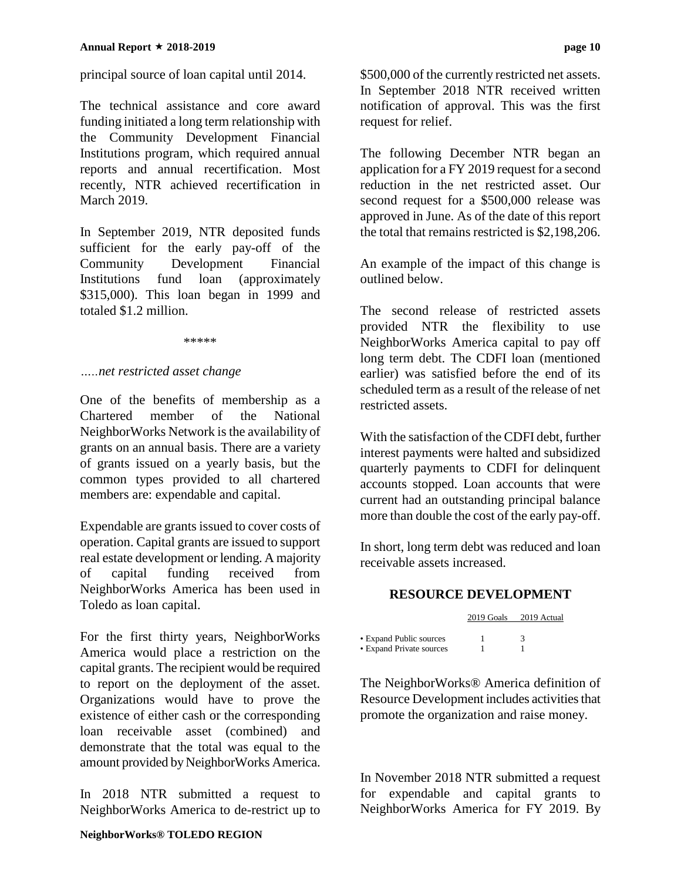principal source of loan capital until 2014.

The technical assistance and core award funding initiated a long term relationship with the Community Development Financial Institutions program, which required annual reports and annual recertification. Most recently, NTR achieved recertification in March 2019.

In September 2019, NTR deposited funds sufficient for the early pay-off of the Community Development Financial Institutions fund loan (approximately $315,000). This loan began in 1999 and totaled $1.2 million.

*****

*.....net restricted asset change*

One of the benefits of membership as a Chartered member of the National NeighborWorks Network is the availability of grants on an annual basis. There are a variety of grants issued on a yearly basis, but the common types provided to all chartered members are: expendable and capital.

Expendable are grants issued to cover costs of operation. Capital grants are issued to support real estate development or lending. A majority of capital funding received from NeighborWorks America has been used in Toledo as loan capital.

For the first thirty years, NeighborWorks America would place a restriction on the capital grants. The recipient would be required to report on the deployment of the asset. Organizations would have to prove the existence of either cash or the corresponding loan receivable asset (combined) and demonstrate that the total was equal to the amount provided by NeighborWorks America.

In 2018 NTR submitted a request to NeighborWorks America to de-restrict up to $500,000 of the currently restricted net assets. In September 2018 NTR received written notification of approval. This was the first request for relief.

The following December NTR began an application for a FY 2019 request for a second reduction in the net restricted asset. Our second request for a $500,000 release was approved in June. As of the date of this report the total that remains restricted is $2,198,206.

An example of the impact of this change is outlined below.

The second release of restricted assets provided NTR the flexibility to use NeighborWorks America capital to pay off long term debt. The CDFI loan (mentioned earlier) was satisfied before the end of its scheduled term as a result of the release of net restricted assets.

With the satisfaction of the CDFI debt, further interest payments were halted and subsidized quarterly payments to CDFI for delinquent accounts stopped. Loan accounts that were current had an outstanding principal balance more than double the cost of the early pay-off.

In short, long term debt was reduced and loan receivable assets increased.

## RESOURCE DEVELOPMENT

| | 2019 Goals | 2019 Actual |
|---|---|---|
| • Expand Public sources | 1 | 3 |
| • Expand Private sources | 1 | 1 |

The NeighborWorks® America definition of Resource Development includes activities that promote the organization and raise money.

In November 2018 NTR submitted a request for expendable and capital grants to NeighborWorks America for FY 2019. By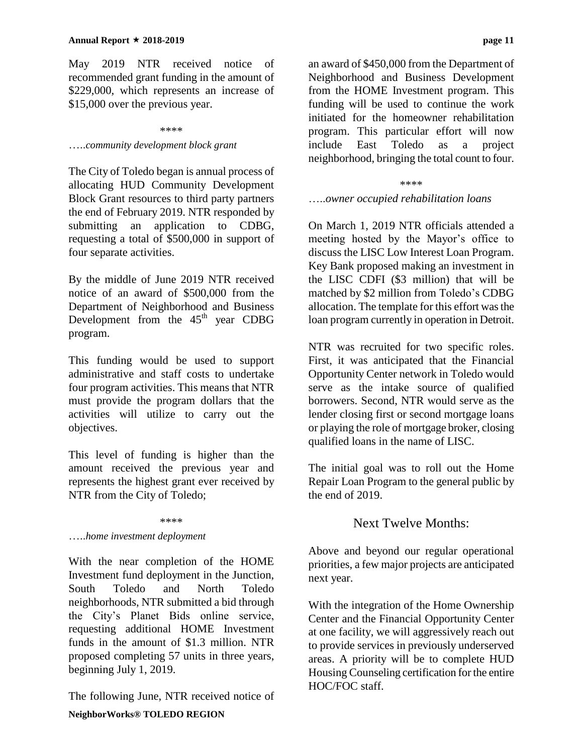May 2019 NTR received notice of recommended grant funding in the amount of $229,000, which represents an increase of $15,000 over the previous year.

\*\*\*\*

*…..community development block grant*

The City of Toledo began is annual process of allocating HUD Community Development Block Grant resources to third party partners the end of February 2019. NTR responded by submitting an application to CDBG, requesting a total of $500,000 in support of four separate activities.

By the middle of June 2019 NTR received notice of an award of $500,000 from the Department of Neighborhood and Business Development from the 45th year CDBG program.

This funding would be used to support administrative and staff costs to undertake four program activities. This means that NTR must provide the program dollars that the activities will utilize to carry out the objectives.

This level of funding is higher than the amount received the previous year and represents the highest grant ever received by NTR from the City of Toledo;

\*\*\*\*

*…..home investment deployment*

With the near completion of the HOME Investment fund deployment in the Junction, South Toledo and North Toledo neighborhoods, NTR submitted a bid through the City's Planet Bids online service, requesting additional HOME Investment funds in the amount of $1.3 million. NTR proposed completing 57 units in three years, beginning July 1, 2019.

The following June, NTR received notice of an award of $450,000 from the Department of Neighborhood and Business Development from the HOME Investment program. This funding will be used to continue the work initiated for the homeowner rehabilitation program. This particular effort will now include East Toledo as a project neighborhood, bringing the total count to four.

\*\*\*\*

*…..owner occupied rehabilitation loans*

On March 1, 2019 NTR officials attended a meeting hosted by the Mayor's office to discuss the LISC Low Interest Loan Program. Key Bank proposed making an investment in the LISC CDFI ($3 million) that will be matched by $2 million from Toledo's CDBG allocation. The template for this effort was the loan program currently in operation in Detroit.

NTR was recruited for two specific roles. First, it was anticipated that the Financial Opportunity Center network in Toledo would serve as the intake source of qualified borrowers. Second, NTR would serve as the lender closing first or second mortgage loans or playing the role of mortgage broker, closing qualified loans in the name of LISC.

The initial goal was to roll out the Home Repair Loan Program to the general public by the end of 2019.

## Next Twelve Months:

Above and beyond our regular operational priorities, a few major projects are anticipated next year.

With the integration of the Home Ownership Center and the Financial Opportunity Center at one facility, we will aggressively reach out to provide services in previously underserved areas. A priority will be to complete HUD Housing Counseling certification for the entire HOC/FOC staff.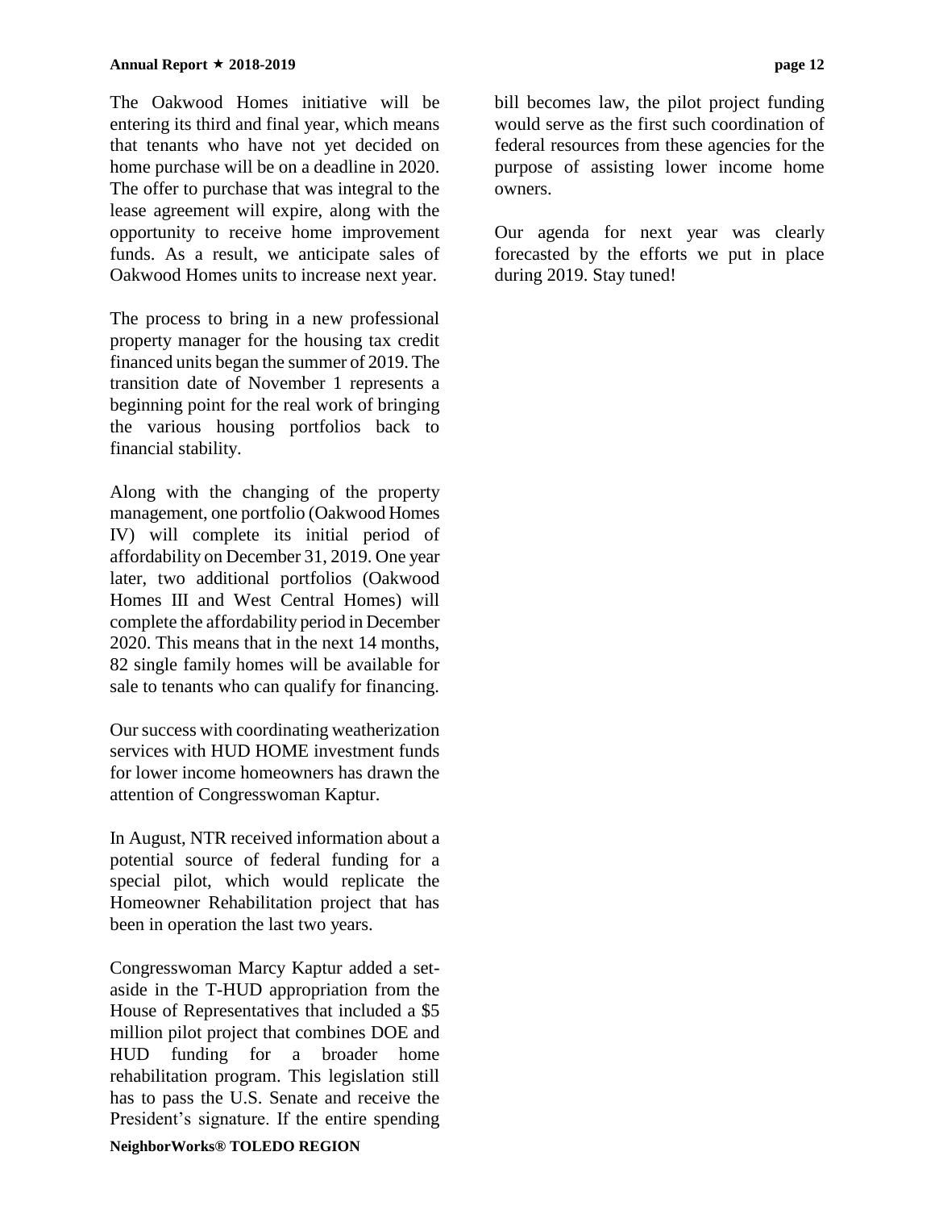The Oakwood Homes initiative will be entering its third and final year, which means that tenants who have not yet decided on home purchase will be on a deadline in 2020. The offer to purchase that was integral to the lease agreement will expire, along with the opportunity to receive home improvement funds. As a result, we anticipate sales of Oakwood Homes units to increase next year.

The process to bring in a new professional property manager for the housing tax credit financed units began the summer of 2019. The transition date of November 1 represents a beginning point for the real work of bringing the various housing portfolios back to financial stability.

Along with the changing of the property management, one portfolio (Oakwood Homes IV) will complete its initial period of affordability on December 31, 2019. One year later, two additional portfolios (Oakwood Homes III and West Central Homes) will complete the affordability period in December 2020. This means that in the next 14 months, 82 single family homes will be available for sale to tenants who can qualify for financing.

Our success with coordinating weatherization services with HUD HOME investment funds for lower income homeowners has drawn the attention of Congresswoman Kaptur.

In August, NTR received information about a potential source of federal funding for a special pilot, which would replicate the Homeowner Rehabilitation project that has been in operation the last two years.

Congresswoman Marcy Kaptur added a set-aside in the T-HUD appropriation from the House of Representatives that included a $5 million pilot project that combines DOE and HUD funding for a broader home rehabilitation program. This legislation still has to pass the U.S. Senate and receive the President's signature. If the entire spending bill becomes law, the pilot project funding would serve as the first such coordination of federal resources from these agencies for the purpose of assisting lower income home owners.

Our agenda for next year was clearly forecasted by the efforts we put in place during 2019. Stay tuned!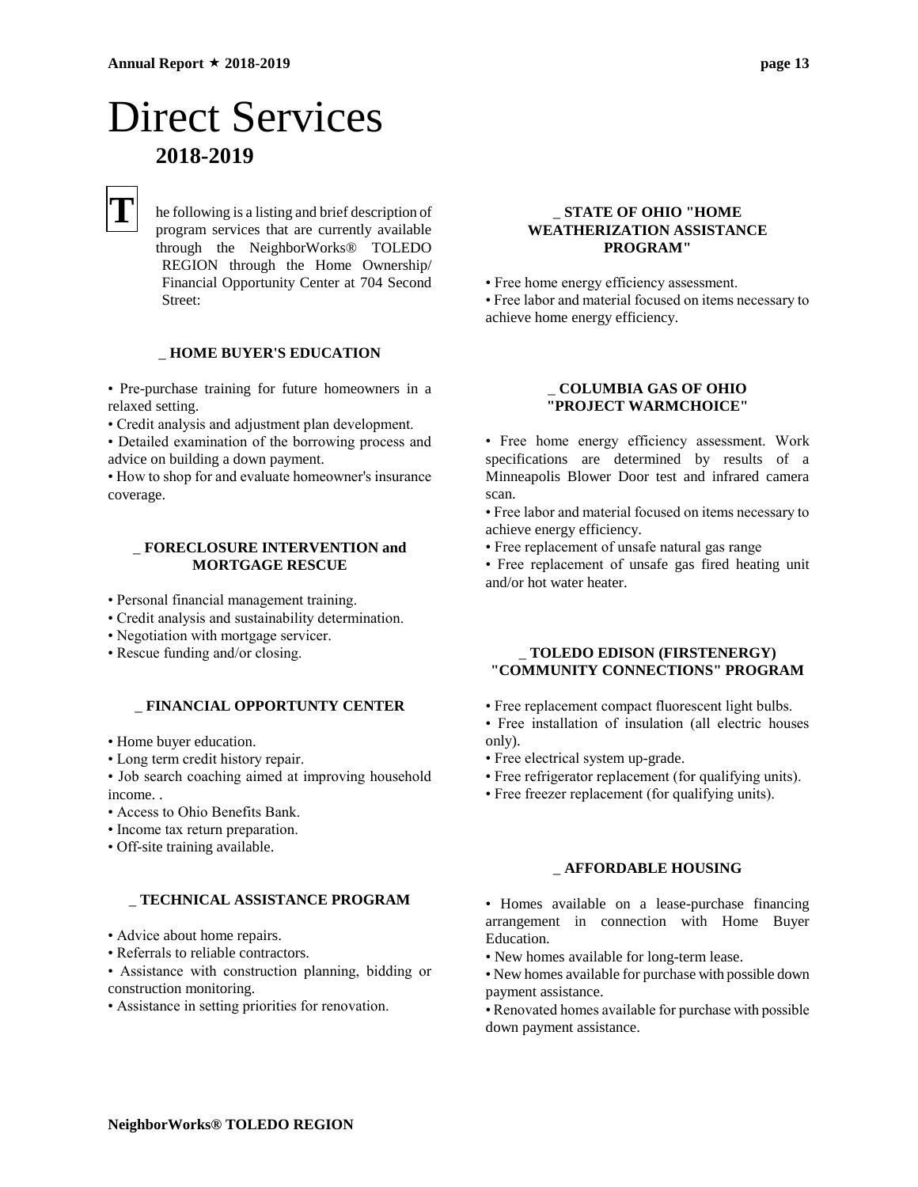# Direct Services

## 2018-2019

The following is a listing and brief description of program services that are currently available through the NeighborWorks® TOLEDO REGION through the Home Ownership/ Financial Opportunity Center at 704 Second Street:

### _ HOME BUYER'S EDUCATION

- Pre-purchase training for future homeowners in a relaxed setting.
- Credit analysis and adjustment plan development.
- Detailed examination of the borrowing process and advice on building a down payment.
- How to shop for and evaluate homeowner's insurance coverage.

### _ FORECLOSURE INTERVENTION and MORTGAGE RESCUE

- Personal financial management training.
- Credit analysis and sustainability determination.
- Negotiation with mortgage servicer.
- Rescue funding and/or closing.

### _ FINANCIAL OPPORTUNTY CENTER

- Home buyer education.
- Long term credit history repair.
- Job search coaching aimed at improving household income. .
- Access to Ohio Benefits Bank.
- Income tax return preparation.
- Off-site training available.

### _ TECHNICAL ASSISTANCE PROGRAM

- Advice about home repairs.
- Referrals to reliable contractors.
- Assistance with construction planning, bidding or construction monitoring.
- Assistance in setting priorities for renovation.

### _ STATE OF OHIO "HOME WEATHERIZATION ASSISTANCE PROGRAM"

- Free home energy efficiency assessment.
- Free labor and material focused on items necessary to achieve home energy efficiency.

### _ COLUMBIA GAS OF OHIO "PROJECT WARMCHOICE"

- Free home energy efficiency assessment. Work specifications are determined by results of a Minneapolis Blower Door test and infrared camera scan.
- Free labor and material focused on items necessary to achieve energy efficiency.
- Free replacement of unsafe natural gas range
- Free replacement of unsafe gas fired heating unit and/or hot water heater.

### _ TOLEDO EDISON (FIRSTENERGY) "COMMUNITY CONNECTIONS" PROGRAM

- Free replacement compact fluorescent light bulbs.
- Free installation of insulation (all electric houses only).
- Free electrical system up-grade.
- Free refrigerator replacement (for qualifying units).
- Free freezer replacement (for qualifying units).

### _ AFFORDABLE HOUSING

- Homes available on a lease-purchase financing arrangement in connection with Home Buyer Education.
- New homes available for long-term lease.
- New homes available for purchase with possible down payment assistance.
- Renovated homes available for purchase with possible down payment assistance.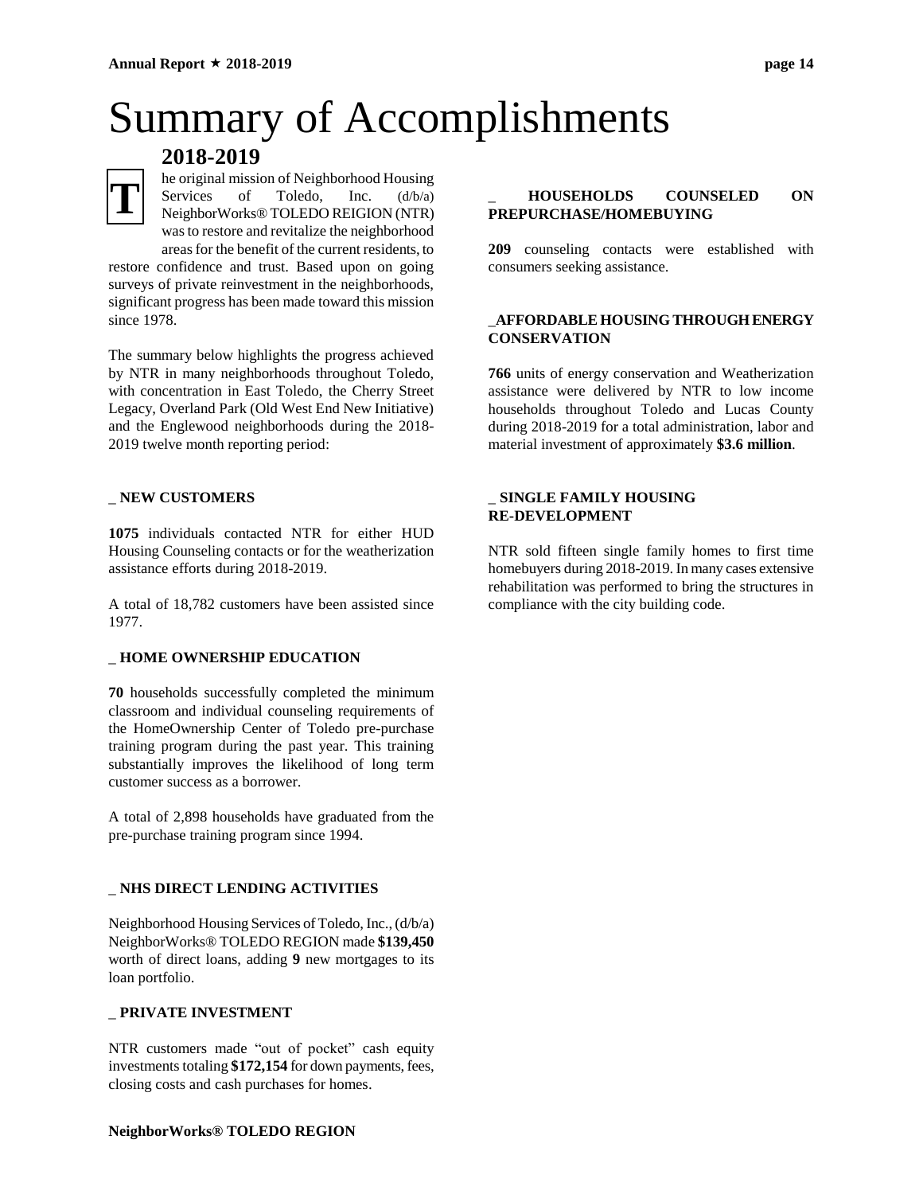# Summary of Accomplishments

## 2018-2019

The original mission of Neighborhood Housing Services of Toledo, Inc. (d/b/a) NeighborWorks® TOLEDO REIGION (NTR) was to restore and revitalize the neighborhood areas for the benefit of the current residents, to restore confidence and trust. Based upon on going surveys of private reinvestment in the neighborhoods, significant progress has been made toward this mission since 1978.

The summary below highlights the progress achieved by NTR in many neighborhoods throughout Toledo, with concentration in East Toledo, the Cherry Street Legacy, Overland Park (Old West End New Initiative) and the Englewood neighborhoods during the 2018-2019 twelve month reporting period:

### _ NEW CUSTOMERS

**1075** individuals contacted NTR for either HUD Housing Counseling contacts or for the weatherization assistance efforts during 2018-2019.

A total of 18,782 customers have been assisted since 1977.

### _ HOME OWNERSHIP EDUCATION

**70** households successfully completed the minimum classroom and individual counseling requirements of the HomeOwnership Center of Toledo pre-purchase training program during the past year. This training substantially improves the likelihood of long term customer success as a borrower.

A total of 2,898 households have graduated from the pre-purchase training program since 1994.

### _ NHS DIRECT LENDING ACTIVITIES

Neighborhood Housing Services of Toledo, Inc., (d/b/a) NeighborWorks® TOLEDO REGION made **$139,450** worth of direct loans, adding **9** new mortgages to its loan portfolio.

### _ PRIVATE INVESTMENT

NTR customers made "out of pocket" cash equity investments totaling **$172,154** for down payments, fees, closing costs and cash purchases for homes.

### _ HOUSEHOLDS COUNSELED ON PREPURCHASE/HOMEBUYING

**209** counseling contacts were established with consumers seeking assistance.

### _AFFORDABLE HOUSING THROUGH ENERGY CONSERVATION

**766** units of energy conservation and Weatherization assistance were delivered by NTR to low income households throughout Toledo and Lucas County during 2018-2019 for a total administration, labor and material investment of approximately **$3.6 million**.

### _ SINGLE FAMILY HOUSING RE-DEVELOPMENT

NTR sold fifteen single family homes to first time homebuyers during 2018-2019. In many cases extensive rehabilitation was performed to bring the structures in compliance with the city building code.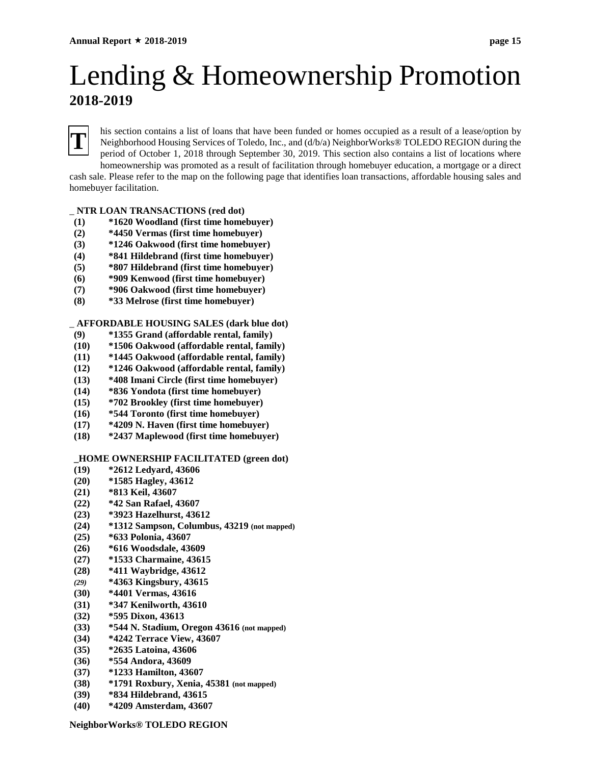# Lending & Homeownership Promotion

**2018-2019**

This section contains a list of loans that have been funded or homes occupied as a result of a lease/option by Neighborhood Housing Services of Toledo, Inc., and (d/b/a) NeighborWorks® TOLEDO REGION during the period of October 1, 2018 through September 30, 2019. This section also contains a list of locations where homeownership was promoted as a result of facilitation through homebuyer education, a mortgage or a direct cash sale. Please refer to the map on the following page that identifies loan transactions, affordable housing sales and homebuyer facilitation.

**_ NTR LOAN TRANSACTIONS (red dot)**

- **(1) *1620 Woodland (first time homebuyer)**
- **(2) *4450 Vermas (first time homebuyer)**
- **(3) *1246 Oakwood (first time homebuyer)**
- **(4) *841 Hildebrand (first time homebuyer)**
- **(5) *807 Hildebrand (first time homebuyer)**
- **(6) *909 Kenwood (first time homebuyer)**
- **(7) *906 Oakwood (first time homebuyer)**
- **(8) *33 Melrose (first time homebuyer)**

**_ AFFORDABLE HOUSING SALES (dark blue dot)**

- **(9) *1355 Grand (affordable rental, family)**
- **(10) *1506 Oakwood (affordable rental, family)**
- **(11) *1445 Oakwood (affordable rental, family)**
- **(12) *1246 Oakwood (affordable rental, family)**
- **(13) *408 Imani Circle (first time homebuyer)**
- **(14) *836 Yondota (first time homebuyer)**
- **(15) *702 Brookley (first time homebuyer)**
- **(16) *544 Toronto (first time homebuyer)**
- **(17) *4209 N. Haven (first time homebuyer)**
- **(18) *2437 Maplewood (first time homebuyer)**

**_HOME OWNERSHIP FACILITATED (green dot)**

- **(19) *2612 Ledyard, 43606**
- **(20) *1585 Hagley, 43612**
- **(21) *813 Keil, 43607**
- **(22) *42 San Rafael, 43607**
- **(23) *3923 Hazelhurst, 43612**
- **(24) *1312 Sampson, Columbus, 43219 (not mapped)**
- **(25) *633 Polonia, 43607**
- **(26) *616 Woodsdale, 43609**
- **(27) *1533 Charmaine, 43615**
- **(28) *411 Waybridge, 43612**
- ***(29)* *4363 Kingsbury, 43615**
- **(30) *4401 Vermas, 43616**
- **(31) *347 Kenilworth, 43610**
- **(32) *595 Dixon, 43613**
- **(33) *544 N. Stadium, Oregon 43616 (not mapped)**
- **(34) *4242 Terrace View, 43607**
- **(35) *2635 Latoina, 43606**
- **(36) *554 Andora, 43609**
- **(37) *1233 Hamilton, 43607**
- **(38) *1791 Roxbury, Xenia, 45381 (not mapped)**
- **(39) *834 Hildebrand, 43615**
- **(40) *4209 Amsterdam, 43607**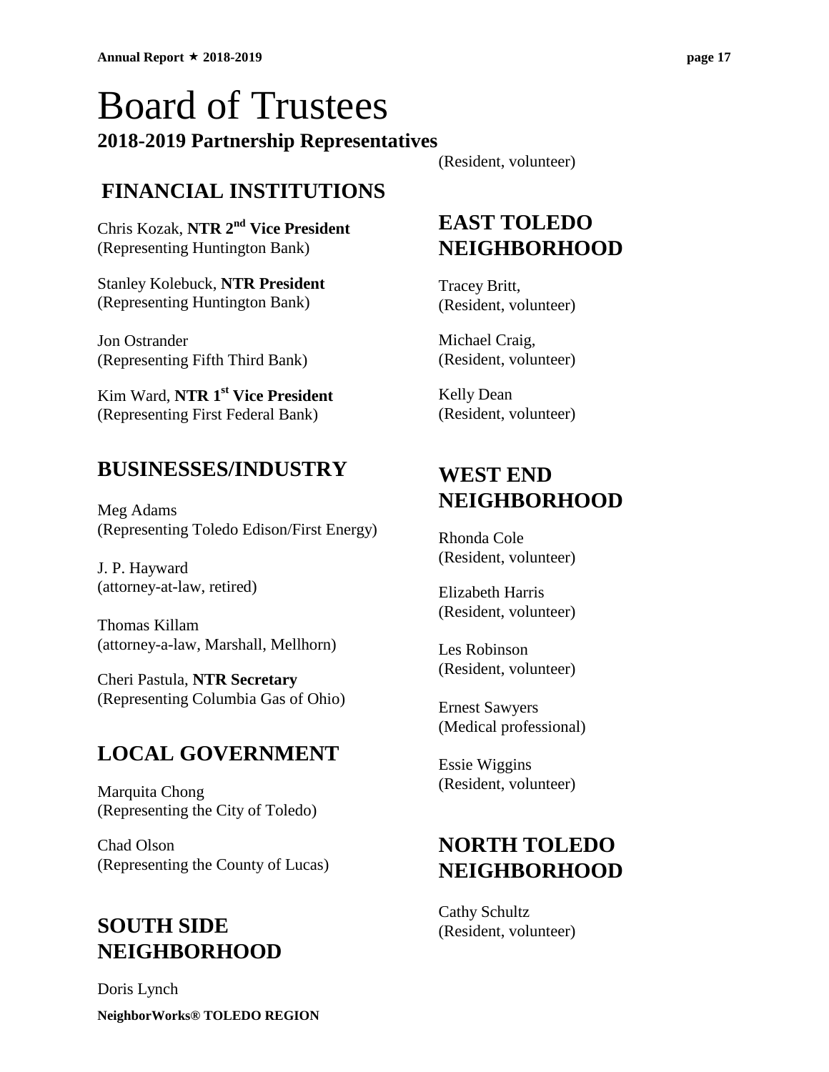# Board of Trustees

## 2018-2019 Partnership Representatives

### FINANCIAL INSTITUTIONS

Chris Kozak, **NTR 2nd Vice President**
(Representing Huntington Bank)

Stanley Kolebuck, **NTR President**
(Representing Huntington Bank)

Jon Ostrander
(Representing Fifth Third Bank)

Kim Ward, **NTR 1st Vice President**
(Representing First Federal Bank)

### BUSINESSES/INDUSTRY

Meg Adams
(Representing Toledo Edison/First Energy)

J. P. Hayward
(attorney-at-law, retired)

Thomas Killam
(attorney-a-law, Marshall, Mellhorn)

Cheri Pastula, **NTR Secretary**
(Representing Columbia Gas of Ohio)

### LOCAL GOVERNMENT

Marquita Chong
(Representing the City of Toledo)

Chad Olson
(Representing the County of Lucas)

### SOUTH SIDE NEIGHBORHOOD

Doris Lynch
(Resident, volunteer)

### EAST TOLEDO NEIGHBORHOOD

Tracey Britt,
(Resident, volunteer)

Michael Craig,
(Resident, volunteer)

Kelly Dean
(Resident, volunteer)

### WEST END NEIGHBORHOOD

Rhonda Cole
(Resident, volunteer)

Elizabeth Harris
(Resident, volunteer)

Les Robinson
(Resident, volunteer)

Ernest Sawyers
(Medical professional)

Essie Wiggins
(Resident, volunteer)

### NORTH TOLEDO NEIGHBORHOOD

Cathy Schultz
(Resident, volunteer)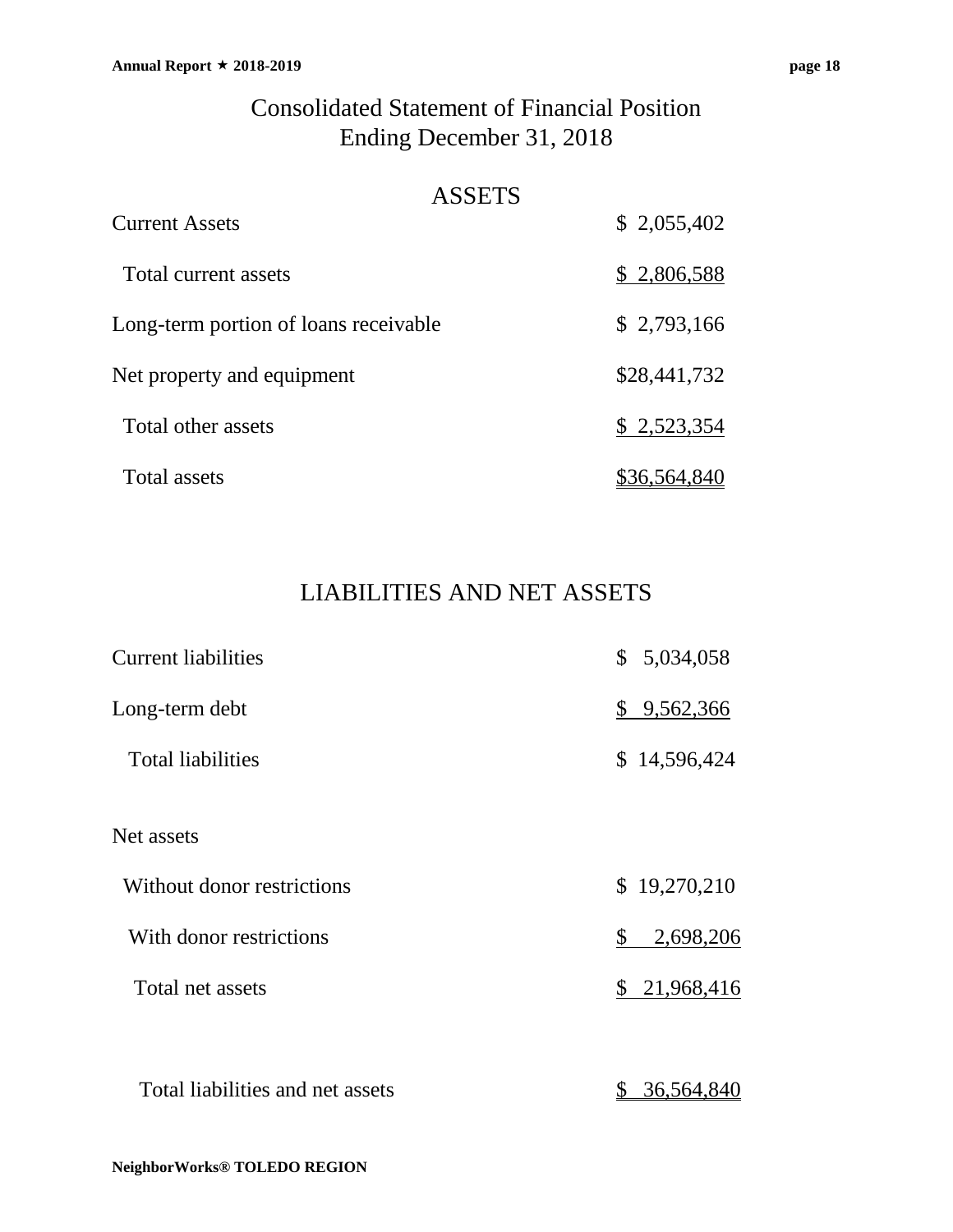# Consolidated Statement of Financial Position
## Ending December 31, 2018

## ASSETS

| | |
|---|---|
| Current Assets | $ 2,055,402 |
| Total current assets | $ 2,806,588 |
| Long-term portion of loans receivable | $ 2,793,166 |
| Net property and equipment | $28,441,732 |
| Total other assets | $ 2,523,354 |
| Total assets | $36,564,840 |

## LIABILITIES AND NET ASSETS

| | |
|---|---|
| Current liabilities | $ 5,034,058 |
| Long-term debt | $ 9,562,366 |
| Total liabilities | $ 14,596,424 |
| Net assets | |
| Without donor restrictions | $ 19,270,210 |
| With donor restrictions | $ 2,698,206 |
| Total net assets | $ 21,968,416 |
| Total liabilities and net assets | $ 36,564,840 |

**NeighborWorks® TOLEDO REGION**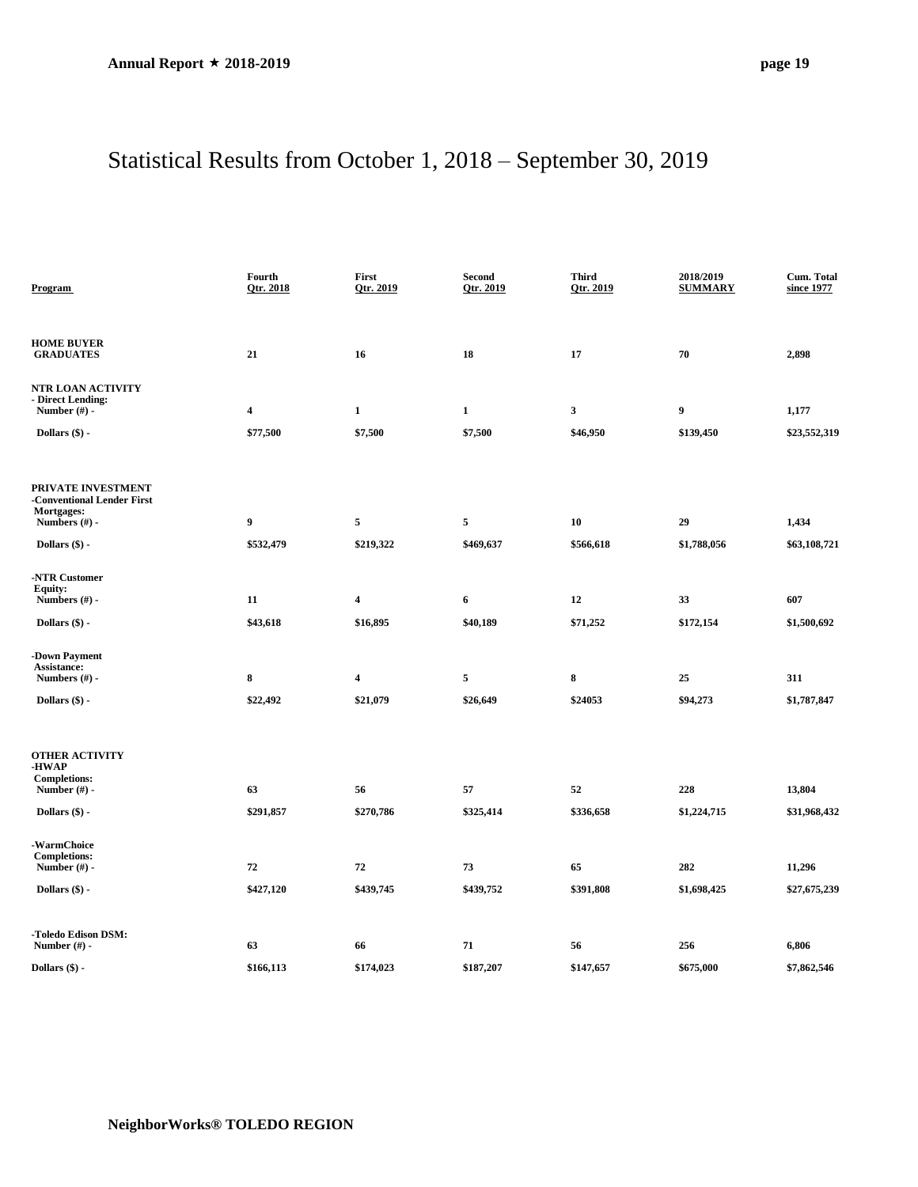# Statistical Results from October 1, 2018 – September 30, 2019

| Program | Fourth Qtr. 2018 | First Qtr. 2019 | Second Qtr. 2019 | Third Qtr. 2019 | 2018/2019 SUMMARY | Cum. Total since 1977 |
|---|---|---|---|---|---|---|
| **HOME BUYER GRADUATES** | 21 | 16 | 18 | 17 | 70 | 2,898 |
| **NTR LOAN ACTIVITY** | | | | | | |
| - Direct Lending: Number (#) - | 4 | 1 | 1 | 3 | 9 | 1,177 |
| Dollars ($) - | $77,500 | $7,500 | $7,500 | $46,950 | $139,450 | $23,552,319 |
| **PRIVATE INVESTMENT** | | | | | | |
| -Conventional Lender First Mortgages: Numbers (#) - | 9 | 5 | 5 | 10 | 29 | 1,434 |
| Dollars ($) - | $532,479 | $219,322 | $469,637 | $566,618 | $1,788,056 | $63,108,721 |
| -NTR Customer Equity: Numbers (#) - | 11 | 4 | 6 | 12 | 33 | 607 |
| Dollars ($) - | $43,618 | $16,895 | $40,189 | $71,252 | $172,154 | $1,500,692 |
| -Down Payment Assistance: Numbers (#) - | 8 | 4 | 5 | 8 | 25 | 311 |
| Dollars ($) - | $22,492 | $21,079 | $26,649 | $24053 | $94,273 | $1,787,847 |
| **OTHER ACTIVITY** | | | | | | |
| -HWAP Completions: Number (#) - | 63 | 56 | 57 | 52 | 228 | 13,804 |
| Dollars ($) - | $291,857 | $270,786 | $325,414 | $336,658 | $1,224,715 | $31,968,432 |
| -WarmChoice Completions: Number (#) - | 72 | 72 | 73 | 65 | 282 | 11,296 |
| Dollars ($) - | $427,120 | $439,745 | $439,752 | $391,808 | $1,698,425 | $27,675,239 |
| -Toledo Edison DSM: Number (#) - | 63 | 66 | 71 | 56 | 256 | 6,806 |
| Dollars ($) - | $166,113 | $174,023 | $187,207 | $147,657 | $675,000 | $7,862,546 |

**NeighborWorks® TOLEDO REGION**